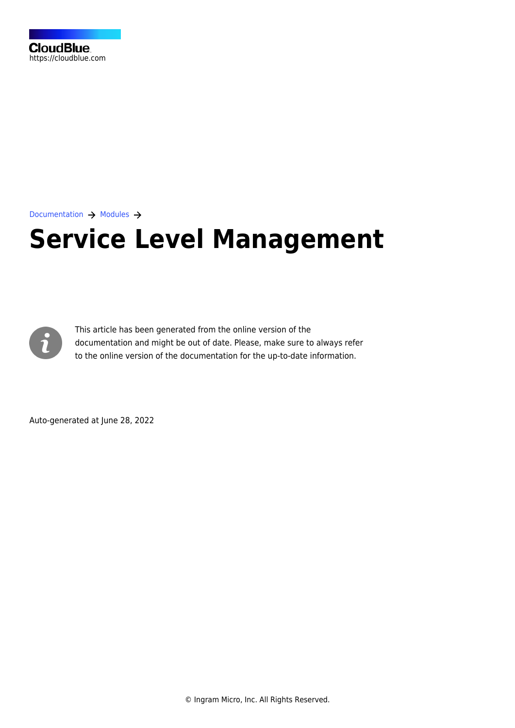CloudBlue
https://cloudblue.com

Documentation → Modules →

# Service Level Management

This article has been generated from the online version of the documentation and might be out of date. Please, make sure to always refer to the online version of the documentation for the up-to-date information.

Auto-generated at June 28, 2022

© Ingram Micro, Inc. All Rights Reserved.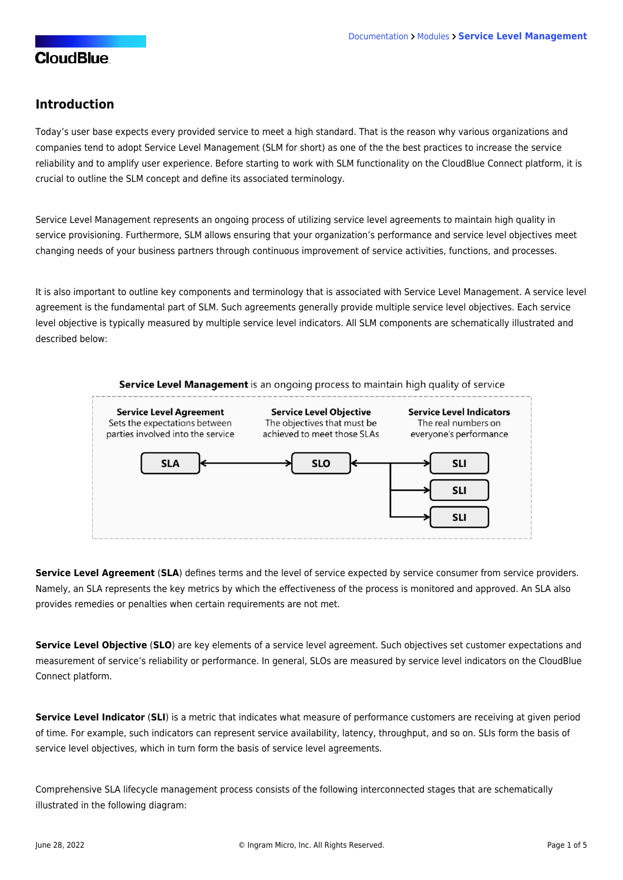## Introduction

Today's user base expects every provided service to meet a high standard. That is the reason why various organizations and companies tend to adopt Service Level Management (SLM for short) as one of the the best practices to increase the service reliability and to amplify user experience. Before starting to work with SLM functionality on the CloudBlue Connect platform, it is crucial to outline the SLM concept and define its associated terminology.

Service Level Management represents an ongoing process of utilizing service level agreements to maintain high quality in service provisioning. Furthermore, SLM allows ensuring that your organization's performance and service level objectives meet changing needs of your business partners through continuous improvement of service activities, functions, and processes.

It is also important to outline key components and terminology that is associated with Service Level Management. A service level agreement is the fundamental part of SLM. Such agreements generally provide multiple service level objectives. Each service level objective is typically measured by multiple service level indicators. All SLM components are schematically illustrated and described below:

**Service Level Management** is an ongoing process to maintain high quality of service

**Service Level Agreement** Sets the expectations between parties involved into the service

**Service Level Objective** The objectives that must be achieved to meet those SLAs

**Service Level Indicators** The real numbers on everyone's performance

SLA ↔ SLO ↔ SLI, SLI, SLI

**Service Level Agreement** (**SLA**) defines terms and the level of service expected by service consumer from service providers. Namely, an SLA represents the key metrics by which the effectiveness of the process is monitored and approved. An SLA also provides remedies or penalties when certain requirements are not met.

**Service Level Objective** (**SLO**) are key elements of a service level agreement. Such objectives set customer expectations and measurement of service's reliability or performance. In general, SLOs are measured by service level indicators on the CloudBlue Connect platform.

**Service Level Indicator** (**SLI**) is a metric that indicates what measure of performance customers are receiving at given period of time. For example, such indicators can represent service availability, latency, throughput, and so on. SLIs form the basis of service level objectives, which in turn form the basis of service level agreements.

Comprehensive SLA lifecycle management process consists of the following interconnected stages that are schematically illustrated in the following diagram: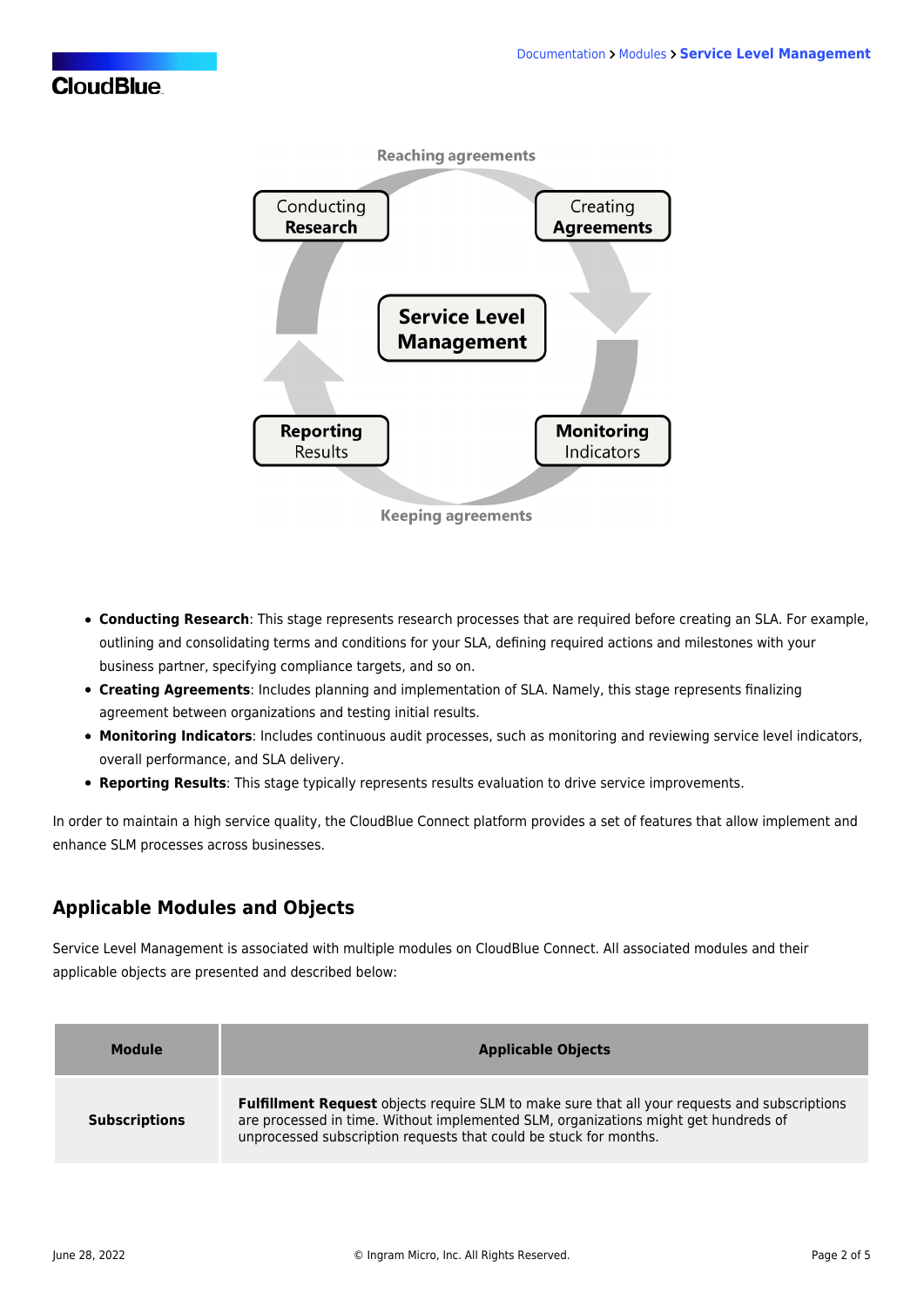- **Conducting Research**: This stage represents research processes that are required before creating an SLA. For example, outlining and consolidating terms and conditions for your SLA, defining required actions and milestones with your business partner, specifying compliance targets, and so on.
- **Creating Agreements**: Includes planning and implementation of SLA. Namely, this stage represents finalizing agreement between organizations and testing initial results.
- **Monitoring Indicators**: Includes continuous audit processes, such as monitoring and reviewing service level indicators, overall performance, and SLA delivery.
- **Reporting Results**: This stage typically represents results evaluation to drive service improvements.

In order to maintain a high service quality, the CloudBlue Connect platform provides a set of features that allow implement and enhance SLM processes across businesses.

## Applicable Modules and Objects

Service Level Management is associated with multiple modules on CloudBlue Connect. All associated modules and their applicable objects are presented and described below:

| Module | Applicable Objects |
|---|---|
| **Subscriptions** | **Fulfillment Request** objects require SLM to make sure that all your requests and subscriptions are processed in time. Without implemented SLM, organizations might get hundreds of unprocessed subscription requests that could be stuck for months. |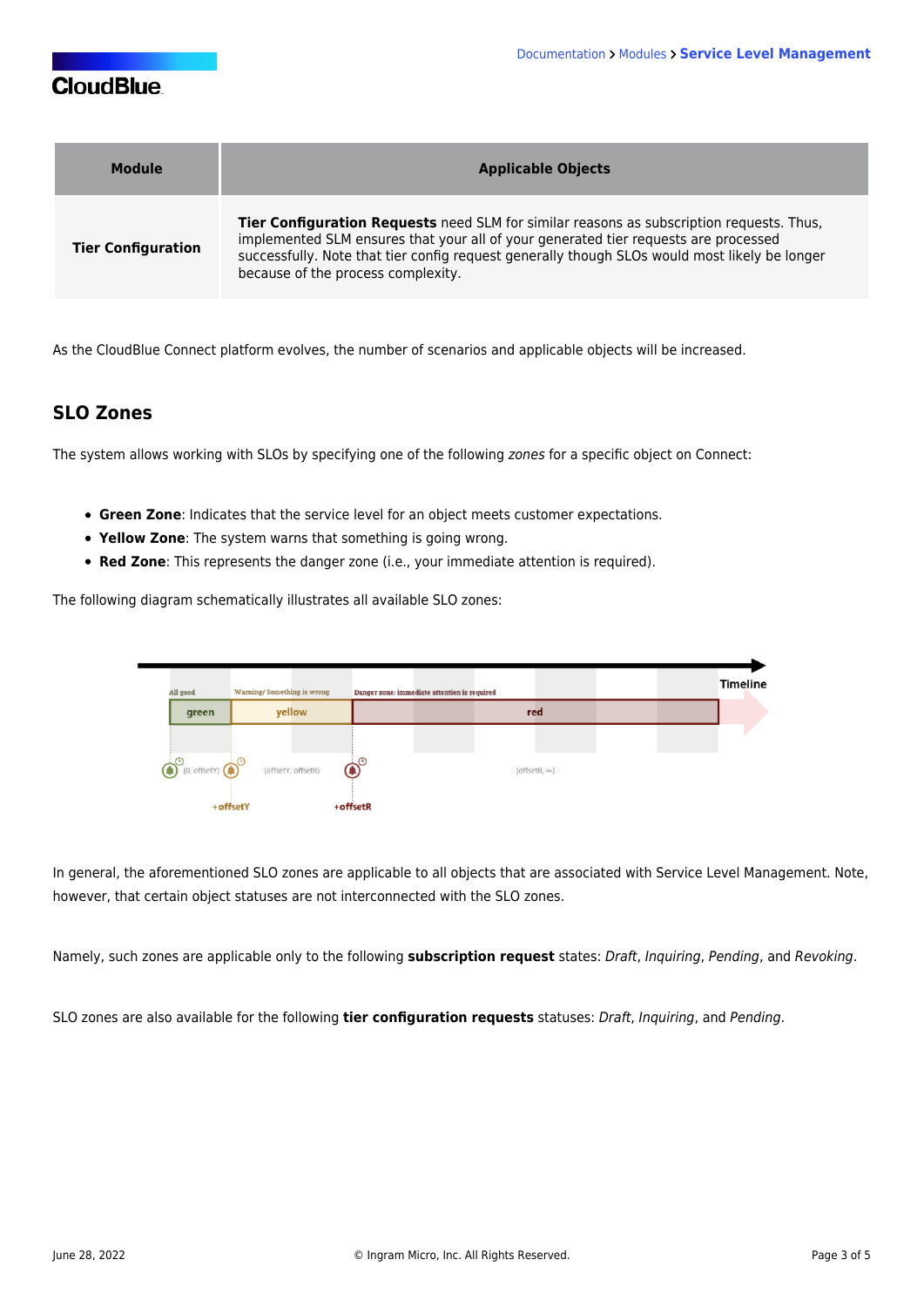| Module | Applicable Objects |
| --- | --- |
| **Tier Configuration** | **Tier Configuration Requests** need SLM for similar reasons as subscription requests. Thus, implemented SLM ensures that your all of your generated tier requests are processed successfully. Note that tier config request generally though SLOs would most likely be longer because of the process complexity. |

As the CloudBlue Connect platform evolves, the number of scenarios and applicable objects will be increased.

## SLO Zones

The system allows working with SLOs by specifying one of the following *zones* for a specific object on Connect:

- **Green Zone**: Indicates that the service level for an object meets customer expectations.
- **Yellow Zone**: The system warns that something is going wrong.
- **Red Zone**: This represents the danger zone (i.e., your immediate attention is required).

The following diagram schematically illustrates all available SLO zones:

In general, the aforementioned SLO zones are applicable to all objects that are associated with Service Level Management. Note, however, that certain object statuses are not interconnected with the SLO zones.

Namely, such zones are applicable only to the following **subscription request** states: *Draft*, *Inquiring*, *Pending*, and *Revoking*.

SLO zones are also available for the following **tier configuration requests** statuses: *Draft*, *Inquiring*, and *Pending*.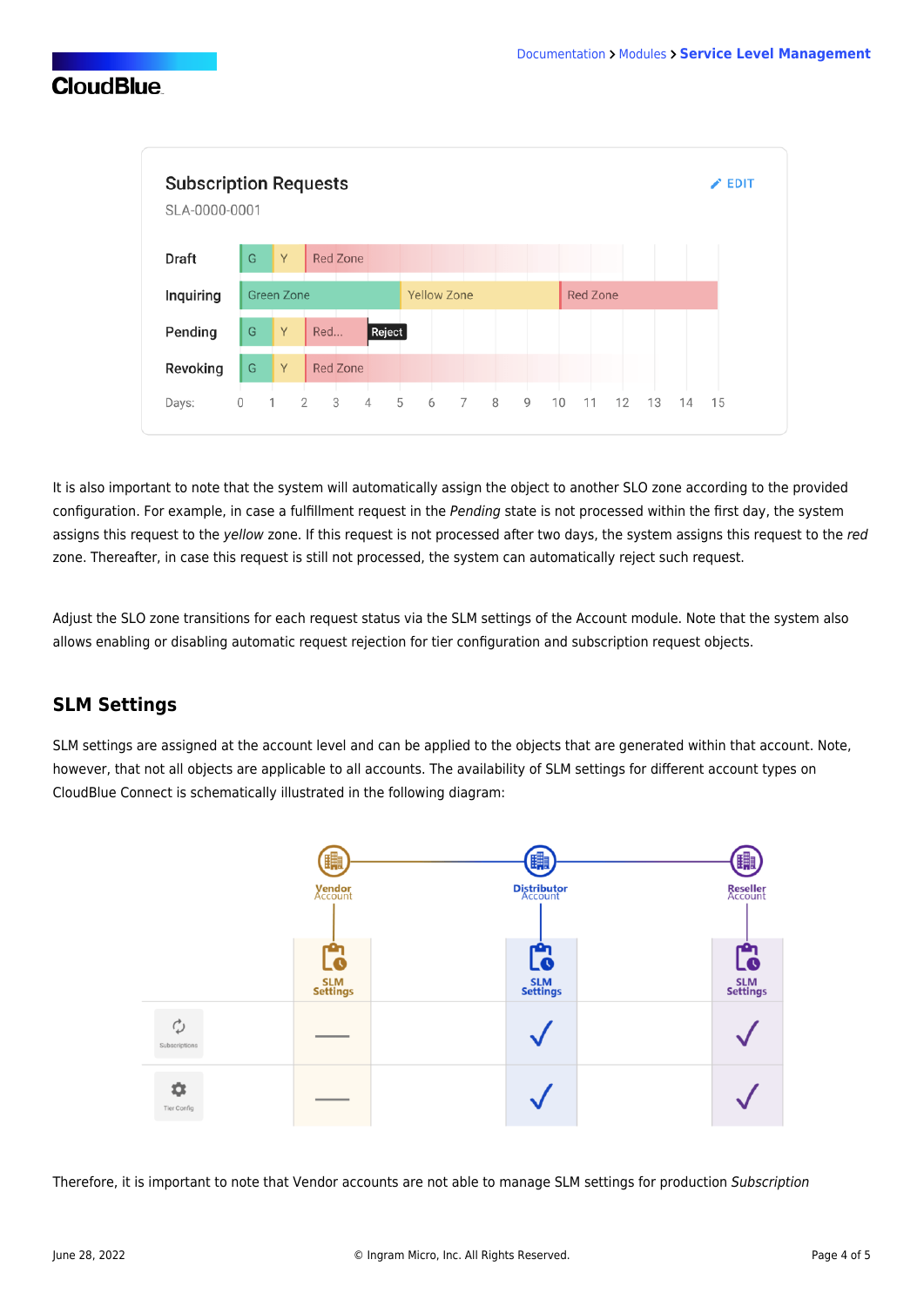It is also important to note that the system will automatically assign the object to another SLO zone according to the provided configuration. For example, in case a fulfillment request in the *Pending* state is not processed within the first day, the system assigns this request to the *yellow* zone. If this request is not processed after two days, the system assigns this request to the *red* zone. Thereafter, in case this request is still not processed, the system can automatically reject such request.

Adjust the SLO zone transitions for each request status via the SLM settings of the Account module. Note that the system also allows enabling or disabling automatic request rejection for tier configuration and subscription request objects.

## SLM Settings

SLM settings are assigned at the account level and can be applied to the objects that are generated within that account. Note, however, that not all objects are applicable to all accounts. The availability of SLM settings for different account types on CloudBlue Connect is schematically illustrated in the following diagram:

Therefore, it is important to note that Vendor accounts are not able to manage SLM settings for production *Subscription*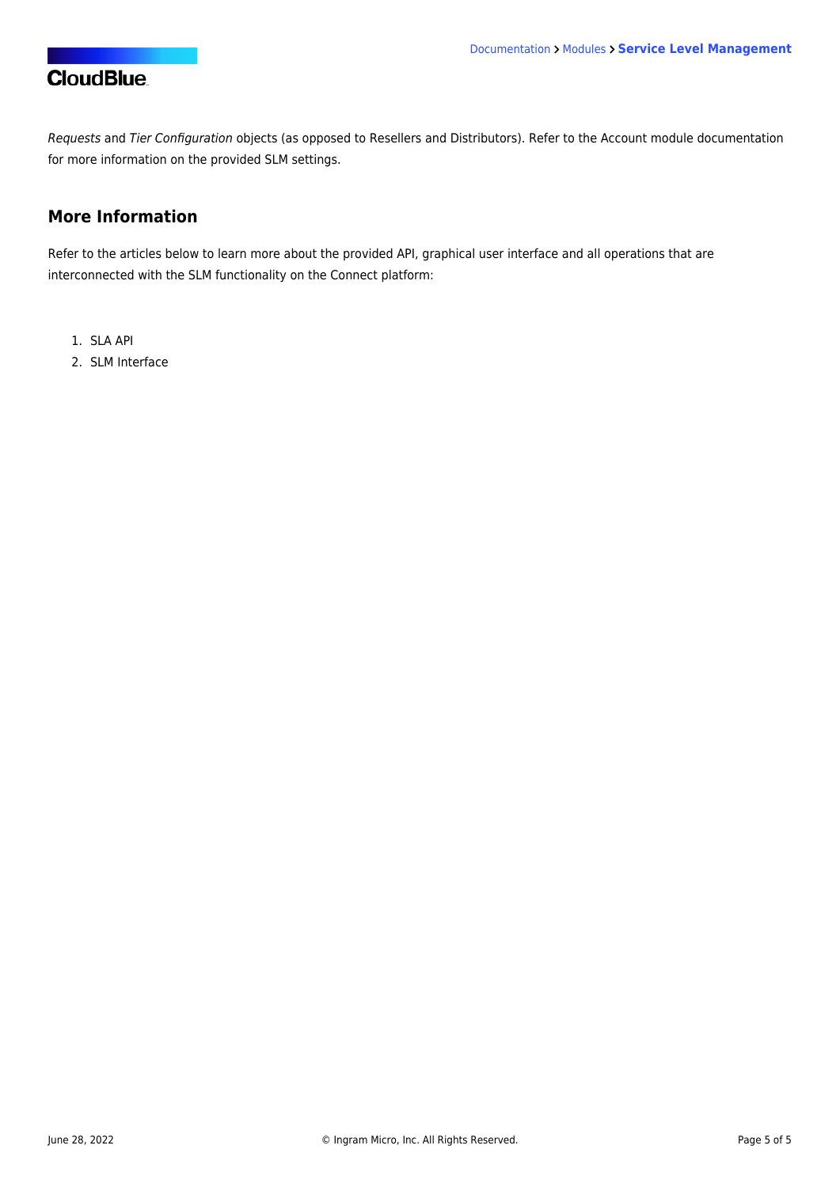*Requests* and *Tier Configuration* objects (as opposed to Resellers and Distributors). Refer to the Account module documentation for more information on the provided SLM settings.

## More Information

Refer to the articles below to learn more about the provided API, graphical user interface and all operations that are interconnected with the SLM functionality on the Connect platform:

1. SLA API
2. SLM Interface